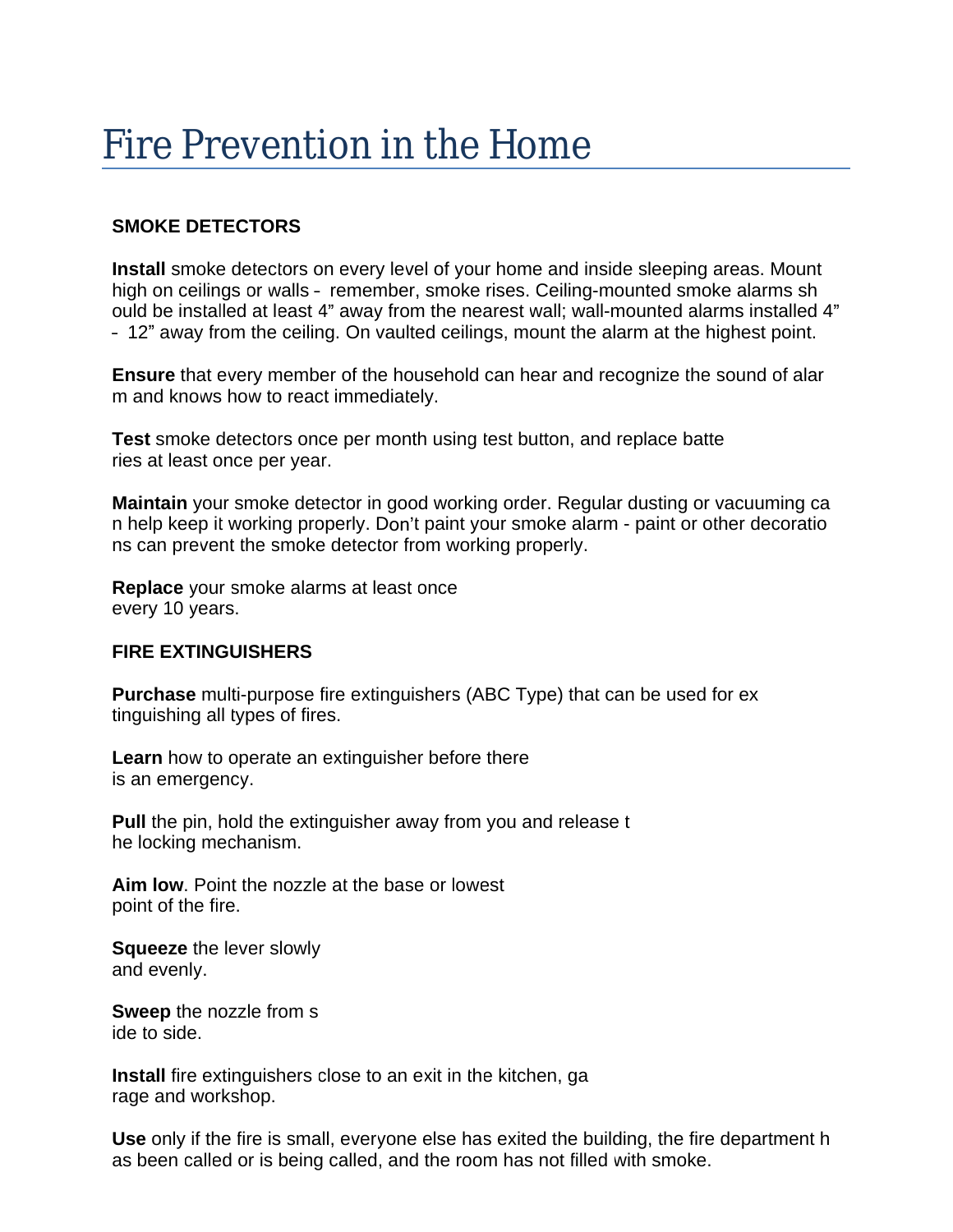# Fire Prevention in the Home

## SMOKE DETECTORS

**Install** smoke detectors on every level of your home and inside sleeping areas. Mount high on ceilings or walls - remember, smoke rises. Ceiling-mounted smoke alarms should be installed at least 4" away from the nearest wall; wall-mounted alarms installed 4" - 12" away from the ceiling. On vaulted ceilings, mount the alarm at the highest point.

**Ensure** that every member of the household can hear and recognize the sound of alarm and knows how to react immediately.

**Test** smoke detectors once per month using test button, and replace batteries at least once per year.

**Maintain** your smoke detector in good working order. Regular dusting or vacuuming can help keep it working properly. Don't paint your smoke alarm - paint or other decorations can prevent the smoke detector from working properly.

**Replace** your smoke alarms at least once every 10 years.

## FIRE EXTINGUISHERS

**Purchase** multi-purpose fire extinguishers (ABC Type) that can be used for extinguishing all types of fires.

**Learn** how to operate an extinguisher before there is an emergency.

**Pull** the pin, hold the extinguisher away from you and release the locking mechanism.

**Aim low**. Point the nozzle at the base or lowest point of the fire.

**Squeeze** the lever slowly and evenly.

**Sweep** the nozzle from side to side.

**Install** fire extinguishers close to an exit in the kitchen, garage and workshop.

**Use** only if the fire is small, everyone else has exited the building, the fire department has been called or is being called, and the room has not filled with smoke.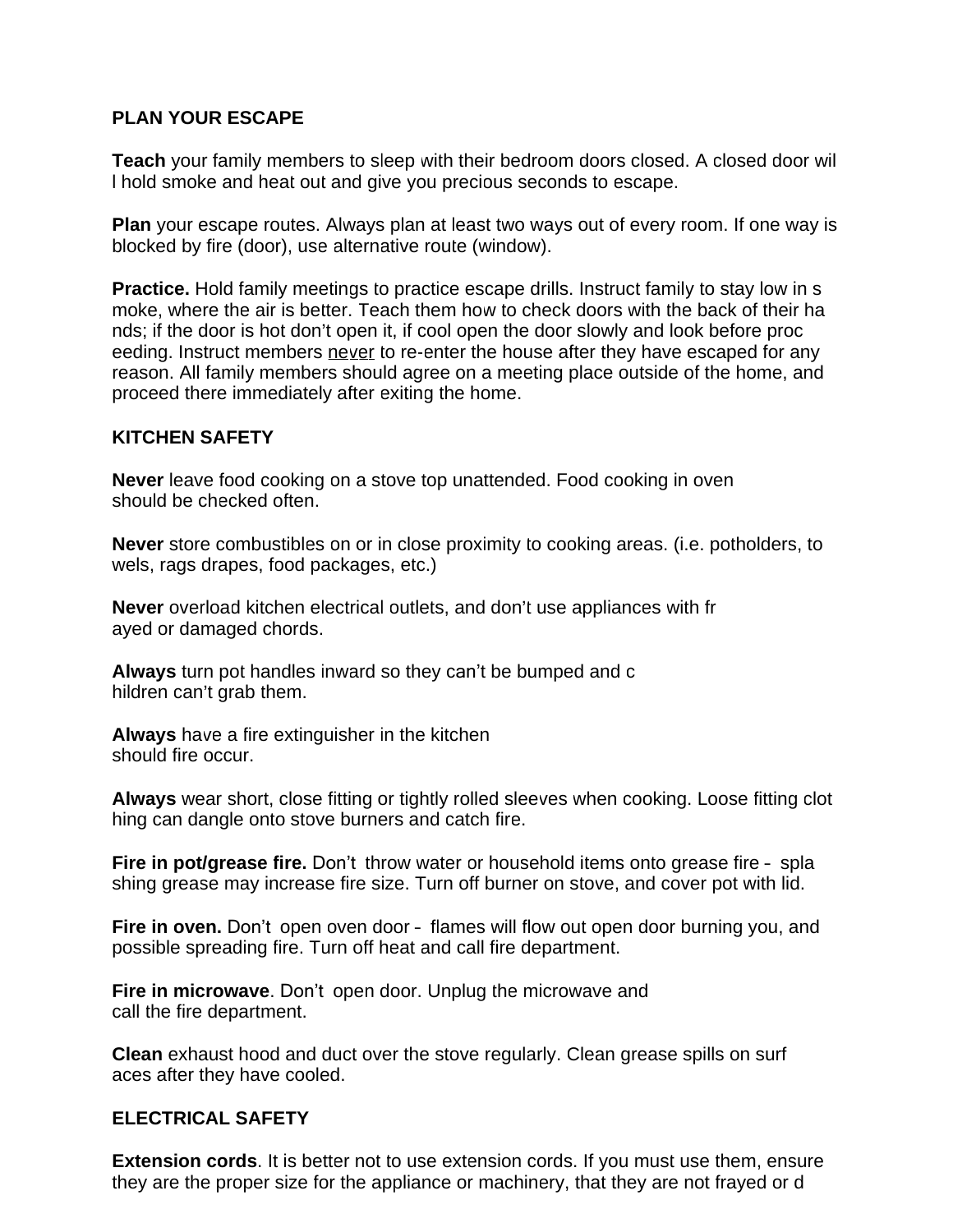## PLAN YOUR ESCAPE

**Teach** your family members to sleep with their bedroom doors closed. A closed door will hold smoke and heat out and give you precious seconds to escape.

**Plan** your escape routes. Always plan at least two ways out of every room. If one way is blocked by fire (door), use alternative route (window).

**Practice.** Hold family meetings to practice escape drills. Instruct family to stay low in smoke, where the air is better. Teach them how to check doors with the back of their hands; if the door is hot don't open it, if cool open the door slowly and look before proceeding. Instruct members <u>never</u> to re-enter the house after they have escaped for any reason. All family members should agree on a meeting place outside of the home, and proceed there immediately after exiting the home.

## KITCHEN SAFETY

**Never** leave food cooking on a stove top unattended. Food cooking in oven should be checked often.

**Never** store combustibles on or in close proximity to cooking areas. (i.e. potholders, towels, rags drapes, food packages, etc.)

**Never** overload kitchen electrical outlets, and don't use appliances with frayed or damaged chords.

**Always** turn pot handles inward so they can't be bumped and children can't grab them.

**Always** have a fire extinguisher in the kitchen should fire occur.

**Always** wear short, close fitting or tightly rolled sleeves when cooking. Loose fitting clothing can dangle onto stove burners and catch fire.

**Fire in pot/grease fire.** Don't throw water or household items onto grease fire - splashing grease may increase fire size. Turn off burner on stove, and cover pot with lid.

**Fire in oven.** Don't open oven door - flames will flow out open door burning you, and possible spreading fire. Turn off heat and call fire department.

**Fire in microwave**. Don't open door. Unplug the microwave and call the fire department.

**Clean** exhaust hood and duct over the stove regularly. Clean grease spills on surfaces after they have cooled.

## ELECTRICAL SAFETY

**Extension cords**. It is better not to use extension cords. If you must use them, ensure they are the proper size for the appliance or machinery, that they are not frayed or d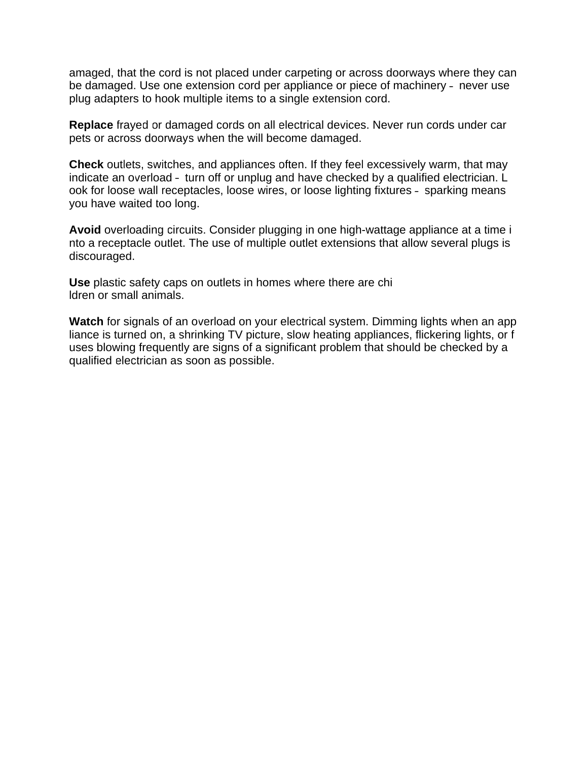amaged, that the cord is not placed under carpeting or across doorways where they can be damaged. Use one extension cord per appliance or piece of machinery - never use plug adapters to hook multiple items to a single extension cord.

**Replace** frayed or damaged cords on all electrical devices. Never run cords under carpets or across doorways when the will become damaged.

**Check** outlets, switches, and appliances often. If they feel excessively warm, that may indicate an overload - turn off or unplug and have checked by a qualified electrician. Look for loose wall receptacles, loose wires, or loose lighting fixtures - sparking means you have waited too long.

**Avoid** overloading circuits. Consider plugging in one high-wattage appliance at a time into a receptacle outlet. The use of multiple outlet extensions that allow several plugs is discouraged.

**Use** plastic safety caps on outlets in homes where there are children or small animals.

**Watch** for signals of an overload on your electrical system. Dimming lights when an appliance is turned on, a shrinking TV picture, slow heating appliances, flickering lights, or fuses blowing frequently are signs of a significant problem that should be checked by a qualified electrician as soon as possible.